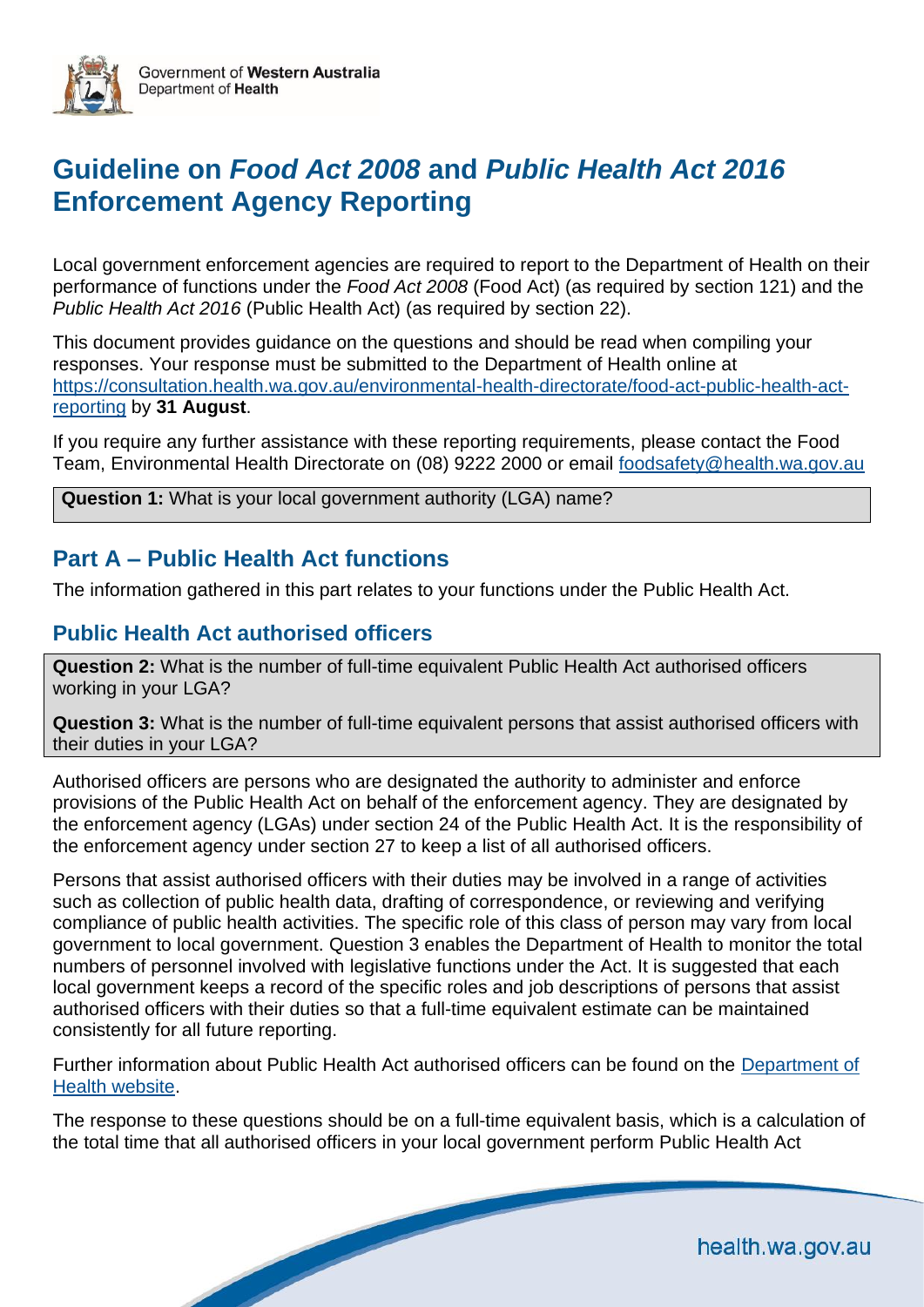# Guideline on *Food Act 2008* and *Public Health Act 2016* Enforcement Agency Reporting

Local government enforcement agencies are required to report to the Department of Health on their performance of functions under the *Food Act 2008* (Food Act) (as required by section 121) and the *Public Health Act 2016* (Public Health Act) (as required by section 22).

This document provides guidance on the questions and should be read when compiling your responses. Your response must be submitted to the Department of Health online at [https://consultation.health.wa.gov.au/environmental-health-directorate/food-act-public-health-act-reporting](https://consultation.health.wa.gov.au/environmental-health-directorate/food-act-public-health-act-reporting) by **31 August**.

If you require any further assistance with these reporting requirements, please contact the Food Team, Environmental Health Directorate on (08) 9222 2000 or email [foodsafety@health.wa.gov.au](mailto:foodsafety@health.wa.gov.au)

**Question 1:** What is your local government authority (LGA) name?

## Part A – Public Health Act functions

The information gathered in this part relates to your functions under the Public Health Act.

### Public Health Act authorised officers

**Question 2:** What is the number of full-time equivalent Public Health Act authorised officers working in your LGA?

**Question 3:** What is the number of full-time equivalent persons that assist authorised officers with their duties in your LGA?

Authorised officers are persons who are designated the authority to administer and enforce provisions of the Public Health Act on behalf of the enforcement agency. They are designated by the enforcement agency (LGAs) under section 24 of the Public Health Act. It is the responsibility of the enforcement agency under section 27 to keep a list of all authorised officers.

Persons that assist authorised officers with their duties may be involved in a range of activities such as collection of public health data, drafting of correspondence, or reviewing and verifying compliance of public health activities. The specific role of this class of person may vary from local government to local government. Question 3 enables the Department of Health to monitor the total numbers of personnel involved with legislative functions under the Act. It is suggested that each local government keeps a record of the specific roles and job descriptions of persons that assist authorised officers with their duties so that a full-time equivalent estimate can be maintained consistently for all future reporting.

Further information about Public Health Act authorised officers can be found on the Department of Health website.

The response to these questions should be on a full-time equivalent basis, which is a calculation of the total time that all authorised officers in your local government perform Public Health Act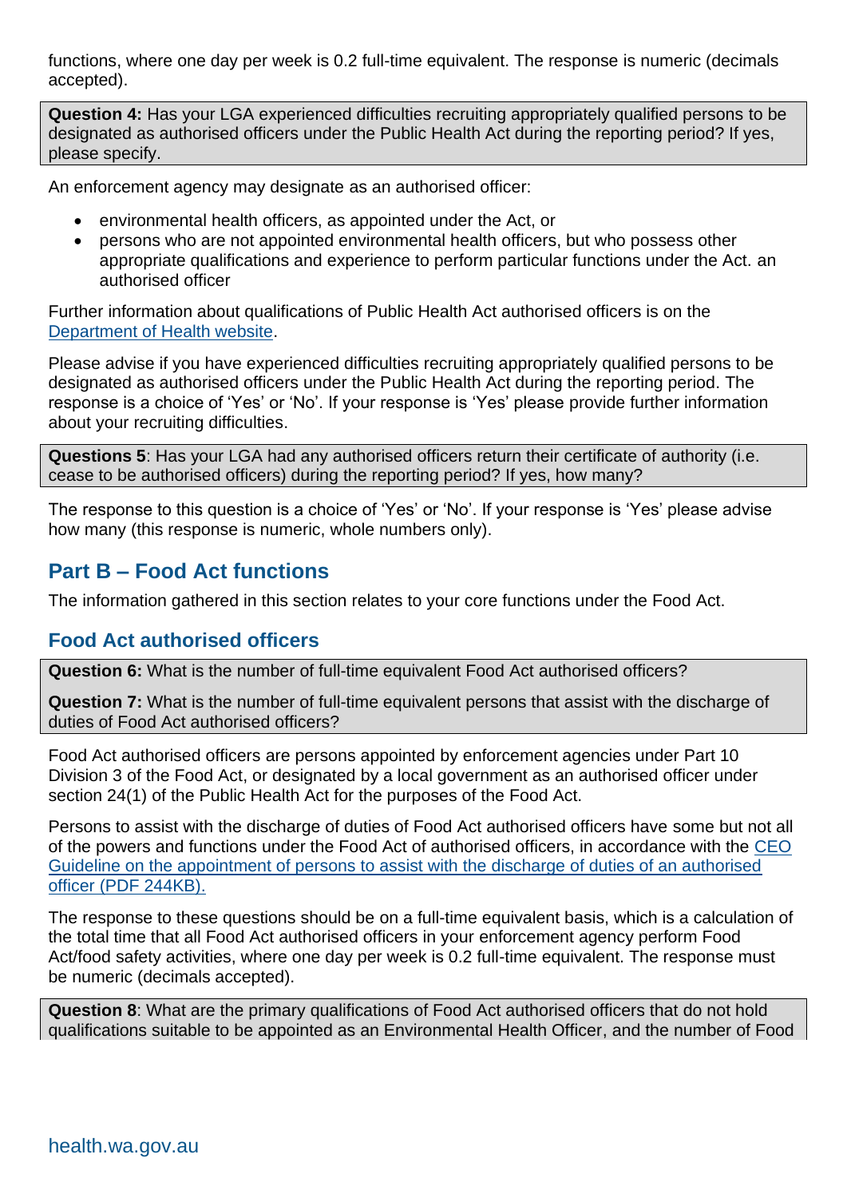functions, where one day per week is 0.2 full-time equivalent. The response is numeric (decimals accepted).

**Question 4:** Has your LGA experienced difficulties recruiting appropriately qualified persons to be designated as authorised officers under the Public Health Act during the reporting period? If yes, please specify.

An enforcement agency may designate as an authorised officer:

- environmental health officers, as appointed under the Act, or
- persons who are not appointed environmental health officers, but who possess other appropriate qualifications and experience to perform particular functions under the Act. an authorised officer

Further information about qualifications of Public Health Act authorised officers is on the [Department of Health website](https://health.wa.gov.au).

Please advise if you have experienced difficulties recruiting appropriately qualified persons to be designated as authorised officers under the Public Health Act during the reporting period. The response is a choice of 'Yes' or 'No'. If your response is 'Yes' please provide further information about your recruiting difficulties.

**Questions 5**: Has your LGA had any authorised officers return their certificate of authority (i.e. cease to be authorised officers) during the reporting period? If yes, how many?

The response to this question is a choice of 'Yes' or 'No'. If your response is 'Yes' please advise how many (this response is numeric, whole numbers only).

## Part B – Food Act functions

The information gathered in this section relates to your core functions under the Food Act.

### Food Act authorised officers

**Question 6:** What is the number of full-time equivalent Food Act authorised officers?

**Question 7:** What is the number of full-time equivalent persons that assist with the discharge of duties of Food Act authorised officers?

Food Act authorised officers are persons appointed by enforcement agencies under Part 10 Division 3 of the Food Act, or designated by a local government as an authorised officer under section 24(1) of the Public Health Act for the purposes of the Food Act.

Persons to assist with the discharge of duties of Food Act authorised officers have some but not all of the powers and functions under the Food Act of authorised officers, in accordance with the CEO Guideline on the appointment of persons to assist with the discharge of duties of an authorised officer (PDF 244KB).

The response to these questions should be on a full-time equivalent basis, which is a calculation of the total time that all Food Act authorised officers in your enforcement agency perform Food Act/food safety activities, where one day per week is 0.2 full-time equivalent. The response must be numeric (decimals accepted).

**Question 8**: What are the primary qualifications of Food Act authorised officers that do not hold qualifications suitable to be appointed as an Environmental Health Officer, and the number of Food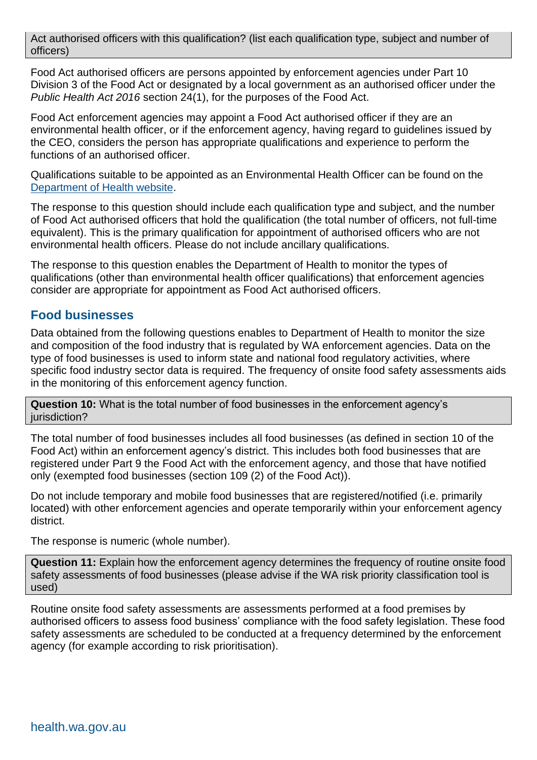**Act authorised officers with this qualification? (list each qualification type, subject and number of officers)**

Food Act authorised officers are persons appointed by enforcement agencies under Part 10 Division 3 of the Food Act or designated by a local government as an authorised officer under the *Public Health Act 2016* section 24(1), for the purposes of the Food Act.

Food Act enforcement agencies may appoint a Food Act authorised officer if they are an environmental health officer, or if the enforcement agency, having regard to guidelines issued by the CEO, considers the person has appropriate qualifications and experience to perform the functions of an authorised officer.

Qualifications suitable to be appointed as an Environmental Health Officer can be found on the [Department of Health website](Department of Health website).

The response to this question should include each qualification type and subject, and the number of Food Act authorised officers that hold the qualification (the total number of officers, not full-time equivalent). This is the primary qualification for appointment of authorised officers who are not environmental health officers. Please do not include ancillary qualifications.

The response to this question enables the Department of Health to monitor the types of qualifications (other than environmental health officer qualifications) that enforcement agencies consider are appropriate for appointment as Food Act authorised officers.

## Food businesses

Data obtained from the following questions enables to Department of Health to monitor the size and composition of the food industry that is regulated by WA enforcement agencies. Data on the type of food businesses is used to inform state and national food regulatory activities, where specific food industry sector data is required. The frequency of onsite food safety assessments aids in the monitoring of this enforcement agency function.

**Question 10:** What is the total number of food businesses in the enforcement agency's jurisdiction?

The total number of food businesses includes all food businesses (as defined in section 10 of the Food Act) within an enforcement agency's district. This includes both food businesses that are registered under Part 9 the Food Act with the enforcement agency, and those that have notified only (exempted food businesses (section 109 (2) of the Food Act)).

Do not include temporary and mobile food businesses that are registered/notified (i.e. primarily located) with other enforcement agencies and operate temporarily within your enforcement agency district.

The response is numeric (whole number).

**Question 11:** Explain how the enforcement agency determines the frequency of routine onsite food safety assessments of food businesses (please advise if the WA risk priority classification tool is used)

Routine onsite food safety assessments are assessments performed at a food premises by authorised officers to assess food business' compliance with the food safety legislation. These food safety assessments are scheduled to be conducted at a frequency determined by the enforcement agency (for example according to risk prioritisation).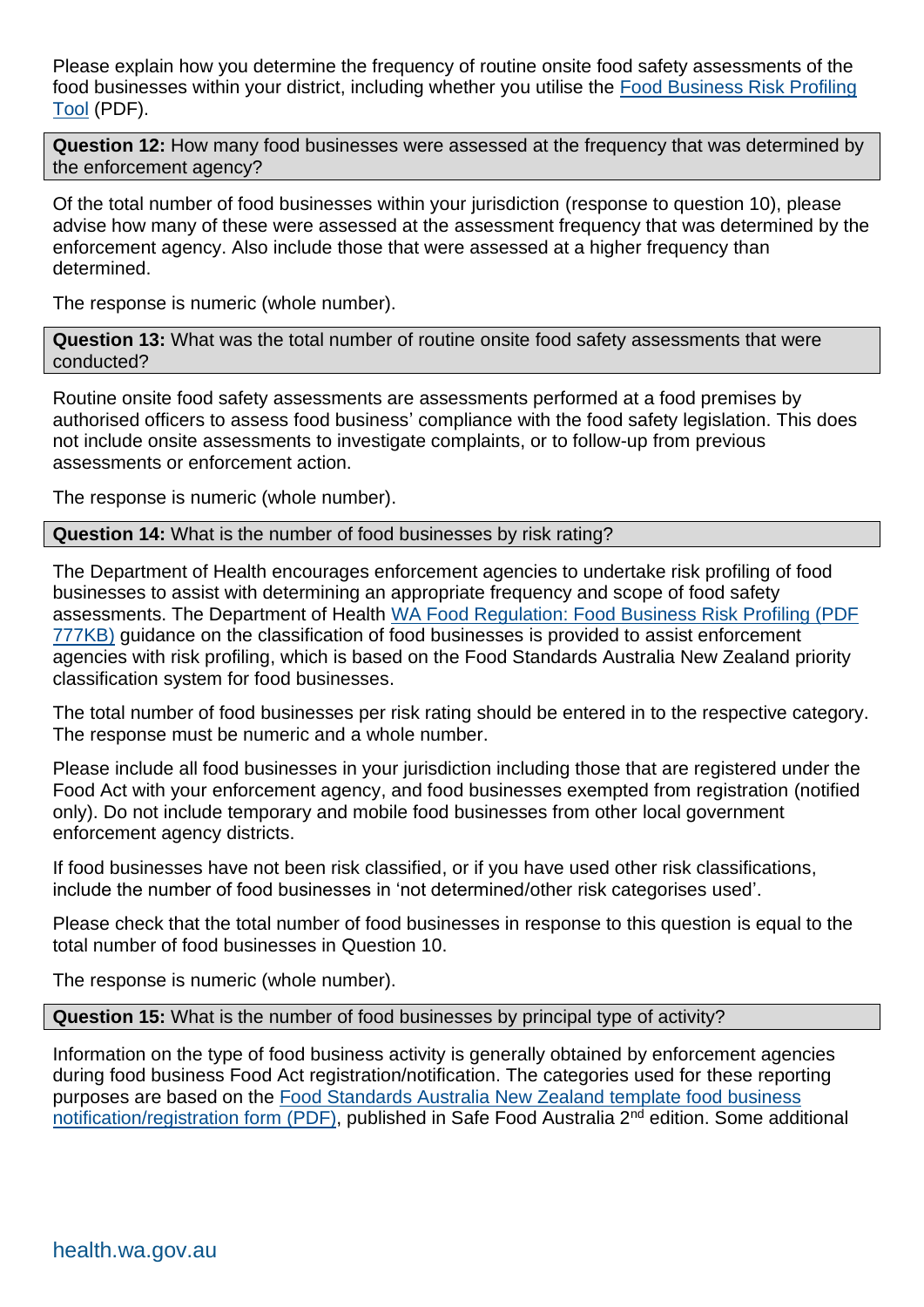Please explain how you determine the frequency of routine onsite food safety assessments of the food businesses within your district, including whether you utilise the [Food Business Risk Profiling Tool](#) (PDF).

**Question 12:** How many food businesses were assessed at the frequency that was determined by the enforcement agency?

Of the total number of food businesses within your jurisdiction (response to question 10), please advise how many of these were assessed at the assessment frequency that was determined by the enforcement agency. Also include those that were assessed at a higher frequency than determined.

The response is numeric (whole number).

**Question 13:** What was the total number of routine onsite food safety assessments that were conducted?

Routine onsite food safety assessments are assessments performed at a food premises by authorised officers to assess food business' compliance with the food safety legislation. This does not include onsite assessments to investigate complaints, or to follow-up from previous assessments or enforcement action.

The response is numeric (whole number).

**Question 14:** What is the number of food businesses by risk rating?

The Department of Health encourages enforcement agencies to undertake risk profiling of food businesses to assist with determining an appropriate frequency and scope of food safety assessments. The Department of Health [WA Food Regulation: Food Business Risk Profiling (PDF 777KB)](#) guidance on the classification of food businesses is provided to assist enforcement agencies with risk profiling, which is based on the Food Standards Australia New Zealand priority classification system for food businesses.

The total number of food businesses per risk rating should be entered in to the respective category. The response must be numeric and a whole number.

Please include all food businesses in your jurisdiction including those that are registered under the Food Act with your enforcement agency, and food businesses exempted from registration (notified only). Do not include temporary and mobile food businesses from other local government enforcement agency districts.

If food businesses have not been risk classified, or if you have used other risk classifications, include the number of food businesses in 'not determined/other risk categorises used'.

Please check that the total number of food businesses in response to this question is equal to the total number of food businesses in Question 10.

The response is numeric (whole number).

**Question 15:** What is the number of food businesses by principal type of activity?

Information on the type of food business activity is generally obtained by enforcement agencies during food business Food Act registration/notification. The categories used for these reporting purposes are based on the [Food Standards Australia New Zealand template food business notification/registration form (PDF)](#), published in Safe Food Australia 2nd edition. Some additional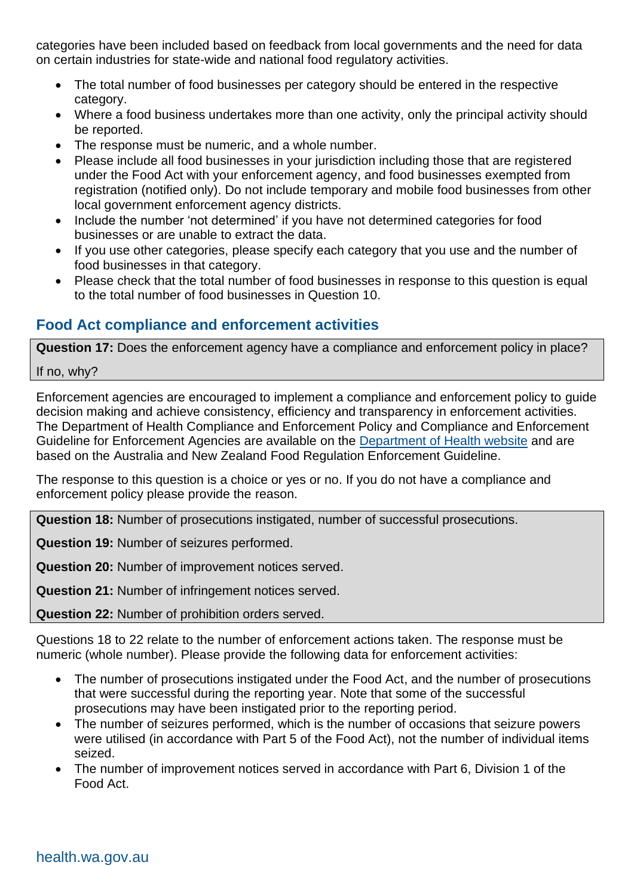categories have been included based on feedback from local governments and the need for data on certain industries for state-wide and national food regulatory activities.

- The total number of food businesses per category should be entered in the respective category.
- Where a food business undertakes more than one activity, only the principal activity should be reported.
- The response must be numeric, and a whole number.
- Please include all food businesses in your jurisdiction including those that are registered under the Food Act with your enforcement agency, and food businesses exempted from registration (notified only). Do not include temporary and mobile food businesses from other local government enforcement agency districts.
- Include the number 'not determined' if you have not determined categories for food businesses or are unable to extract the data.
- If you use other categories, please specify each category that you use and the number of food businesses in that category.
- Please check that the total number of food businesses in response to this question is equal to the total number of food businesses in Question 10.

## Food Act compliance and enforcement activities

**Question 17:** Does the enforcement agency have a compliance and enforcement policy in place?

If no, why?

Enforcement agencies are encouraged to implement a compliance and enforcement policy to guide decision making and achieve consistency, efficiency and transparency in enforcement activities. The Department of Health Compliance and Enforcement Policy and Compliance and Enforcement Guideline for Enforcement Agencies are available on the Department of Health website and are based on the Australia and New Zealand Food Regulation Enforcement Guideline.

The response to this question is a choice or yes or no. If you do not have a compliance and enforcement policy please provide the reason.

**Question 18:** Number of prosecutions instigated, number of successful prosecutions.

**Question 19:** Number of seizures performed.

**Question 20:** Number of improvement notices served.

**Question 21:** Number of infringement notices served.

**Question 22:** Number of prohibition orders served.

Questions 18 to 22 relate to the number of enforcement actions taken. The response must be numeric (whole number). Please provide the following data for enforcement activities:

- The number of prosecutions instigated under the Food Act, and the number of prosecutions that were successful during the reporting year. Note that some of the successful prosecutions may have been instigated prior to the reporting period.
- The number of seizures performed, which is the number of occasions that seizure powers were utilised (in accordance with Part 5 of the Food Act), not the number of individual items seized.
- The number of improvement notices served in accordance with Part 6, Division 1 of the Food Act.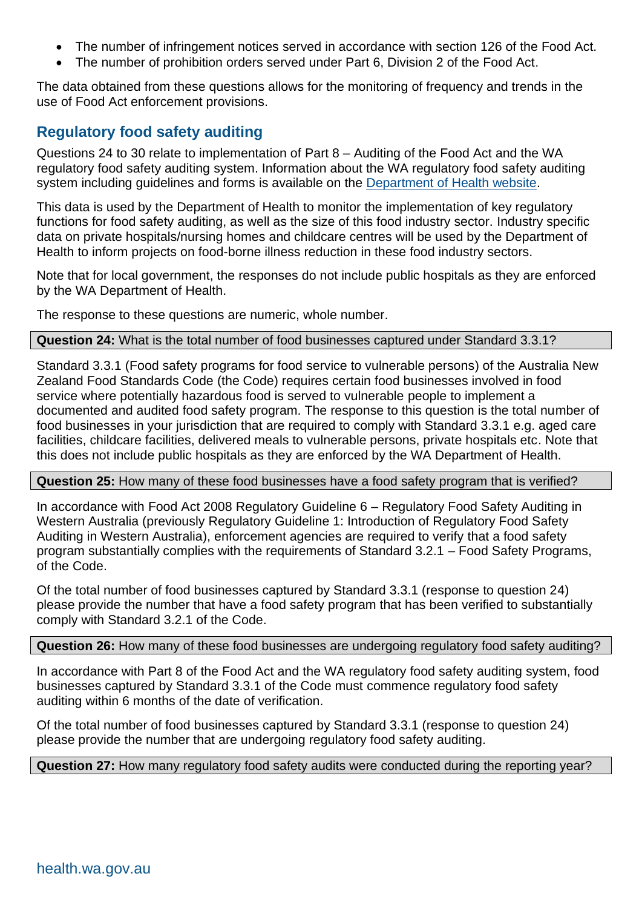- The number of infringement notices served in accordance with section 126 of the Food Act.
- The number of prohibition orders served under Part 6, Division 2 of the Food Act.

The data obtained from these questions allows for the monitoring of frequency and trends in the use of Food Act enforcement provisions.

## Regulatory food safety auditing

Questions 24 to 30 relate to implementation of Part 8 – Auditing of the Food Act and the WA regulatory food safety auditing system. Information about the WA regulatory food safety auditing system including guidelines and forms is available on the Department of Health website.

This data is used by the Department of Health to monitor the implementation of key regulatory functions for food safety auditing, as well as the size of this food industry sector. Industry specific data on private hospitals/nursing homes and childcare centres will be used by the Department of Health to inform projects on food-borne illness reduction in these food industry sectors.

Note that for local government, the responses do not include public hospitals as they are enforced by the WA Department of Health.

The response to these questions are numeric, whole number.

**Question 24:** What is the total number of food businesses captured under Standard 3.3.1?

Standard 3.3.1 (Food safety programs for food service to vulnerable persons) of the Australia New Zealand Food Standards Code (the Code) requires certain food businesses involved in food service where potentially hazardous food is served to vulnerable people to implement a documented and audited food safety program. The response to this question is the total number of food businesses in your jurisdiction that are required to comply with Standard 3.3.1 e.g. aged care facilities, childcare facilities, delivered meals to vulnerable persons, private hospitals etc. Note that this does not include public hospitals as they are enforced by the WA Department of Health.

**Question 25:** How many of these food businesses have a food safety program that is verified?

In accordance with Food Act 2008 Regulatory Guideline 6 – Regulatory Food Safety Auditing in Western Australia (previously Regulatory Guideline 1: Introduction of Regulatory Food Safety Auditing in Western Australia), enforcement agencies are required to verify that a food safety program substantially complies with the requirements of Standard 3.2.1 – Food Safety Programs, of the Code.

Of the total number of food businesses captured by Standard 3.3.1 (response to question 24) please provide the number that have a food safety program that has been verified to substantially comply with Standard 3.2.1 of the Code.

**Question 26:** How many of these food businesses are undergoing regulatory food safety auditing?

In accordance with Part 8 of the Food Act and the WA regulatory food safety auditing system, food businesses captured by Standard 3.3.1 of the Code must commence regulatory food safety auditing within 6 months of the date of verification.

Of the total number of food businesses captured by Standard 3.3.1 (response to question 24) please provide the number that are undergoing regulatory food safety auditing.

**Question 27:** How many regulatory food safety audits were conducted during the reporting year?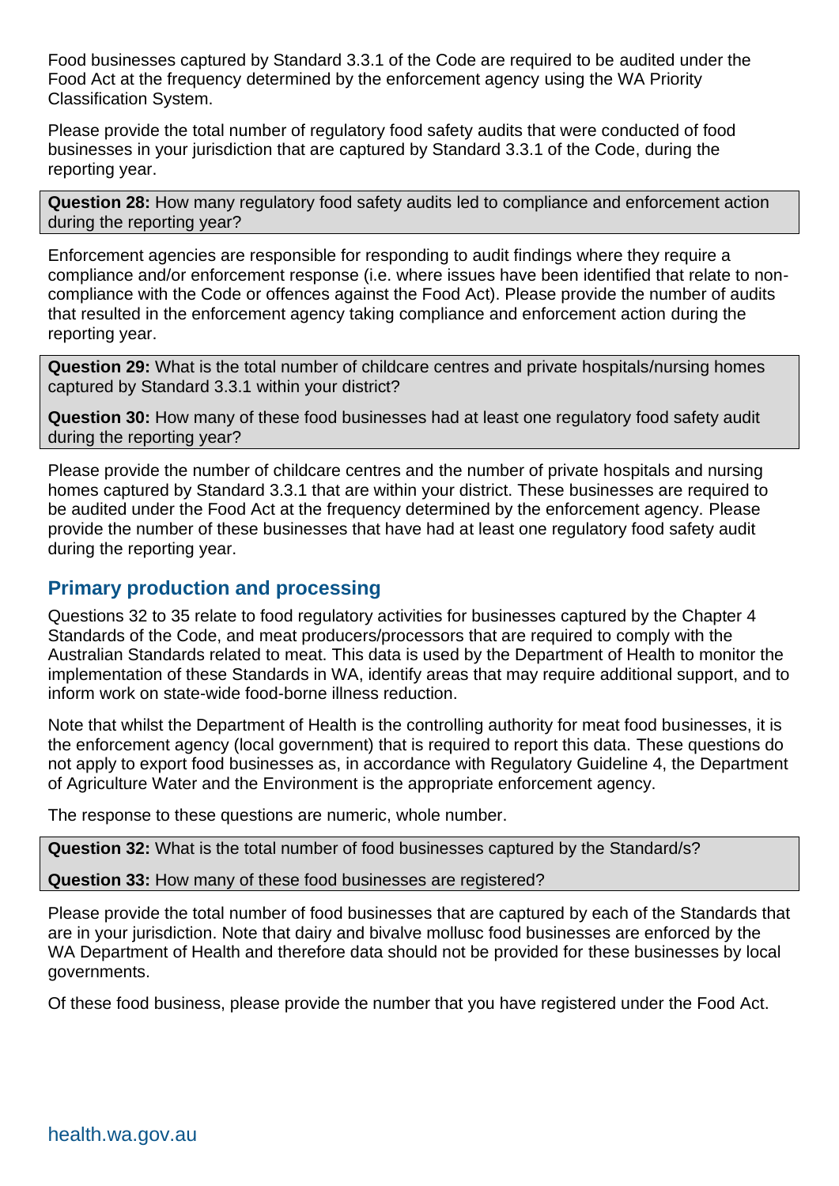Food businesses captured by Standard 3.3.1 of the Code are required to be audited under the Food Act at the frequency determined by the enforcement agency using the WA Priority Classification System.

Please provide the total number of regulatory food safety audits that were conducted of food businesses in your jurisdiction that are captured by Standard 3.3.1 of the Code, during the reporting year.

**Question 28:** How many regulatory food safety audits led to compliance and enforcement action during the reporting year?

Enforcement agencies are responsible for responding to audit findings where they require a compliance and/or enforcement response (i.e. where issues have been identified that relate to non-compliance with the Code or offences against the Food Act). Please provide the number of audits that resulted in the enforcement agency taking compliance and enforcement action during the reporting year.

**Question 29:** What is the total number of childcare centres and private hospitals/nursing homes captured by Standard 3.3.1 within your district?

**Question 30:** How many of these food businesses had at least one regulatory food safety audit during the reporting year?

Please provide the number of childcare centres and the number of private hospitals and nursing homes captured by Standard 3.3.1 that are within your district. These businesses are required to be audited under the Food Act at the frequency determined by the enforcement agency. Please provide the number of these businesses that have had at least one regulatory food safety audit during the reporting year.

## Primary production and processing

Questions 32 to 35 relate to food regulatory activities for businesses captured by the Chapter 4 Standards of the Code, and meat producers/processors that are required to comply with the Australian Standards related to meat. This data is used by the Department of Health to monitor the implementation of these Standards in WA, identify areas that may require additional support, and to inform work on state-wide food-borne illness reduction.

Note that whilst the Department of Health is the controlling authority for meat food businesses, it is the enforcement agency (local government) that is required to report this data. These questions do not apply to export food businesses as, in accordance with Regulatory Guideline 4, the Department of Agriculture Water and the Environment is the appropriate enforcement agency.

The response to these questions are numeric, whole number.

**Question 32:** What is the total number of food businesses captured by the Standard/s?

**Question 33:** How many of these food businesses are registered?

Please provide the total number of food businesses that are captured by each of the Standards that are in your jurisdiction. Note that dairy and bivalve mollusc food businesses are enforced by the WA Department of Health and therefore data should not be provided for these businesses by local governments.

Of these food business, please provide the number that you have registered under the Food Act.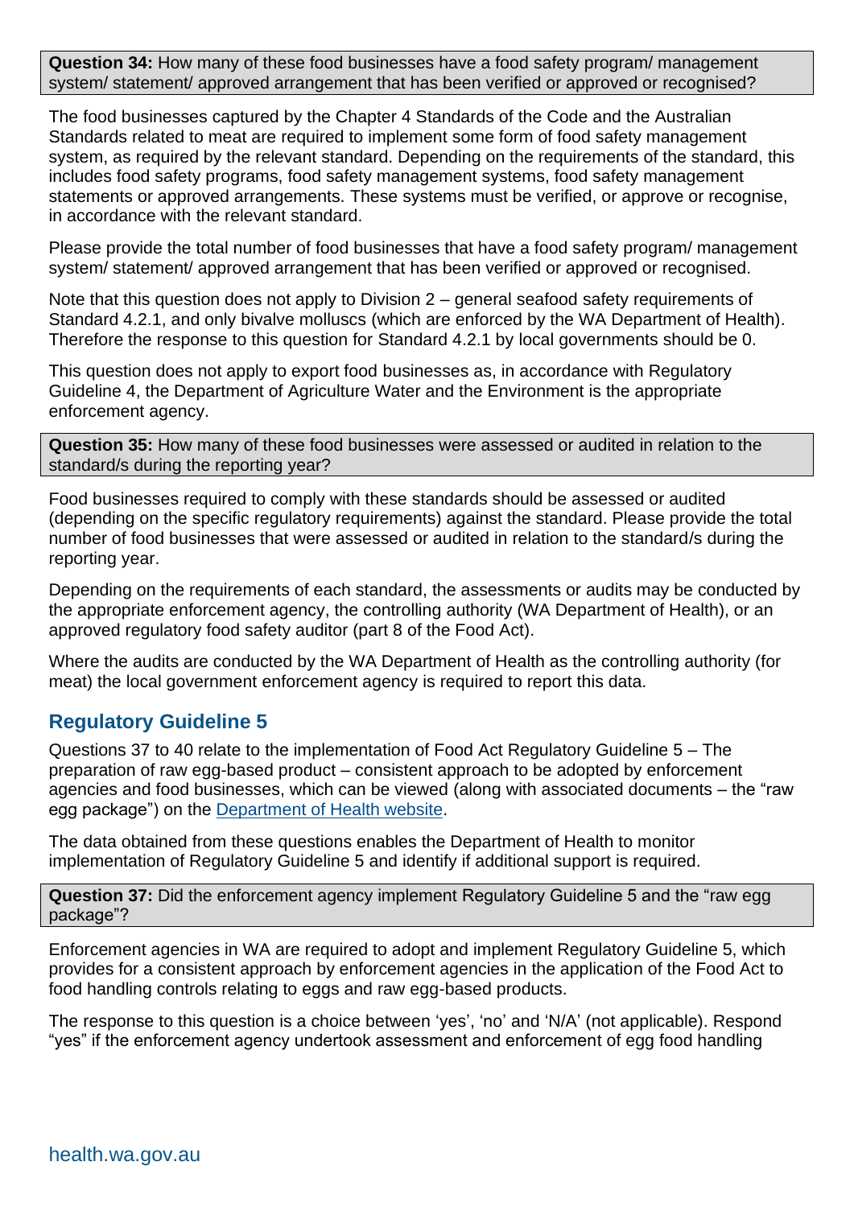**Question 34:** How many of these food businesses have a food safety program/ management system/ statement/ approved arrangement that has been verified or approved or recognised?

The food businesses captured by the Chapter 4 Standards of the Code and the Australian Standards related to meat are required to implement some form of food safety management system, as required by the relevant standard. Depending on the requirements of the standard, this includes food safety programs, food safety management systems, food safety management statements or approved arrangements. These systems must be verified, or approve or recognise, in accordance with the relevant standard.

Please provide the total number of food businesses that have a food safety program/ management system/ statement/ approved arrangement that has been verified or approved or recognised.

Note that this question does not apply to Division 2 – general seafood safety requirements of Standard 4.2.1, and only bivalve molluscs (which are enforced by the WA Department of Health). Therefore the response to this question for Standard 4.2.1 by local governments should be 0.

This question does not apply to export food businesses as, in accordance with Regulatory Guideline 4, the Department of Agriculture Water and the Environment is the appropriate enforcement agency.

**Question 35:** How many of these food businesses were assessed or audited in relation to the standard/s during the reporting year?

Food businesses required to comply with these standards should be assessed or audited (depending on the specific regulatory requirements) against the standard. Please provide the total number of food businesses that were assessed or audited in relation to the standard/s during the reporting year.

Depending on the requirements of each standard, the assessments or audits may be conducted by the appropriate enforcement agency, the controlling authority (WA Department of Health), or an approved regulatory food safety auditor (part 8 of the Food Act).

Where the audits are conducted by the WA Department of Health as the controlling authority (for meat) the local government enforcement agency is required to report this data.

## Regulatory Guideline 5

Questions 37 to 40 relate to the implementation of Food Act Regulatory Guideline 5 – The preparation of raw egg-based product – consistent approach to be adopted by enforcement agencies and food businesses, which can be viewed (along with associated documents – the "raw egg package") on the Department of Health website.

The data obtained from these questions enables the Department of Health to monitor implementation of Regulatory Guideline 5 and identify if additional support is required.

**Question 37:** Did the enforcement agency implement Regulatory Guideline 5 and the "raw egg package"?

Enforcement agencies in WA are required to adopt and implement Regulatory Guideline 5, which provides for a consistent approach by enforcement agencies in the application of the Food Act to food handling controls relating to eggs and raw egg-based products.

The response to this question is a choice between 'yes', 'no' and 'N/A' (not applicable). Respond "yes" if the enforcement agency undertook assessment and enforcement of egg food handling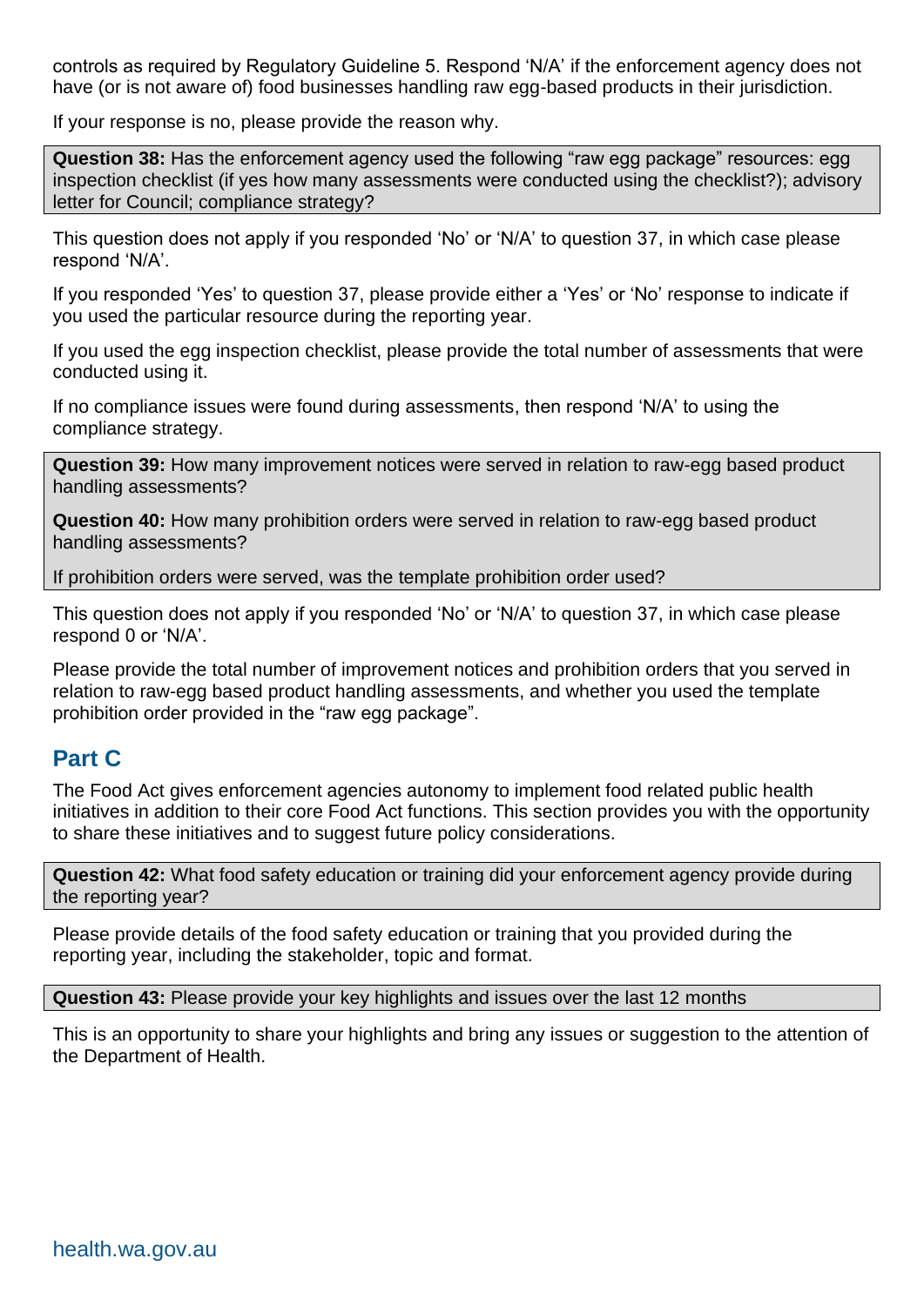controls as required by Regulatory Guideline 5. Respond 'N/A' if the enforcement agency does not have (or is not aware of) food businesses handling raw egg-based products in their jurisdiction.

If your response is no, please provide the reason why.

**Question 38:** Has the enforcement agency used the following "raw egg package" resources: egg inspection checklist (if yes how many assessments were conducted using the checklist?); advisory letter for Council; compliance strategy?

This question does not apply if you responded 'No' or 'N/A' to question 37, in which case please respond 'N/A'.

If you responded 'Yes' to question 37, please provide either a 'Yes' or 'No' response to indicate if you used the particular resource during the reporting year.

If you used the egg inspection checklist, please provide the total number of assessments that were conducted using it.

If no compliance issues were found during assessments, then respond 'N/A' to using the compliance strategy.

**Question 39:** How many improvement notices were served in relation to raw-egg based product handling assessments?

**Question 40:** How many prohibition orders were served in relation to raw-egg based product handling assessments?

If prohibition orders were served, was the template prohibition order used?

This question does not apply if you responded 'No' or 'N/A' to question 37, in which case please respond 0 or 'N/A'.

Please provide the total number of improvement notices and prohibition orders that you served in relation to raw-egg based product handling assessments, and whether you used the template prohibition order provided in the "raw egg package".

## Part C

The Food Act gives enforcement agencies autonomy to implement food related public health initiatives in addition to their core Food Act functions. This section provides you with the opportunity to share these initiatives and to suggest future policy considerations.

**Question 42:** What food safety education or training did your enforcement agency provide during the reporting year?

Please provide details of the food safety education or training that you provided during the reporting year, including the stakeholder, topic and format.

**Question 43:** Please provide your key highlights and issues over the last 12 months

This is an opportunity to share your highlights and bring any issues or suggestion to the attention of the Department of Health.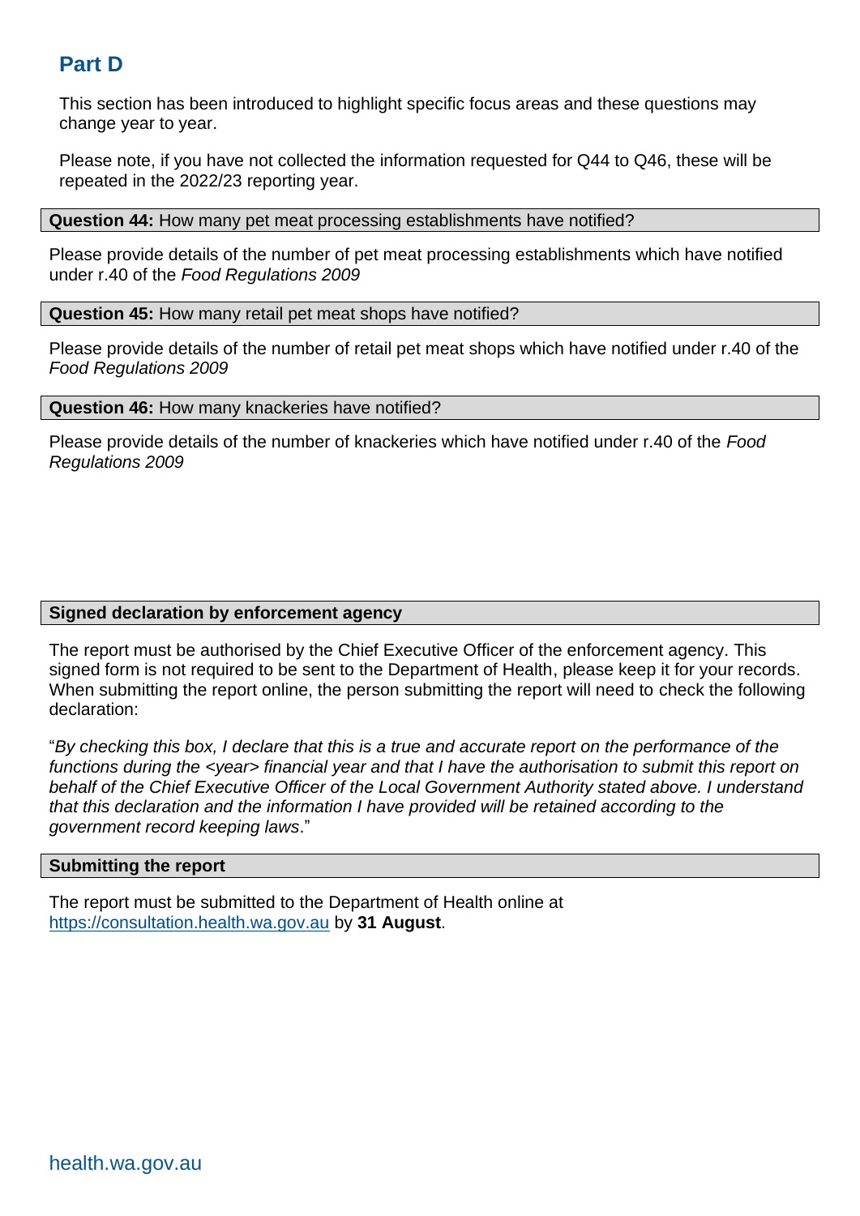## Part D

This section has been introduced to highlight specific focus areas and these questions may change year to year.

Please note, if you have not collected the information requested for Q44 to Q46, these will be repeated in the 2022/23 reporting year.

**Question 44:** How many pet meat processing establishments have notified?

Please provide details of the number of pet meat processing establishments which have notified under r.40 of the *Food Regulations 2009*

**Question 45:** How many retail pet meat shops have notified?

Please provide details of the number of retail pet meat shops which have notified under r.40 of the *Food Regulations 2009*

**Question 46:** How many knackeries have notified?

Please provide details of the number of knackeries which have notified under r.40 of the *Food Regulations 2009*

**Signed declaration by enforcement agency**

The report must be authorised by the Chief Executive Officer of the enforcement agency. This signed form is not required to be sent to the Department of Health, please keep it for your records. When submitting the report online, the person submitting the report will need to check the following declaration:

"*By checking this box, I declare that this is a true and accurate report on the performance of the functions during the <year> financial year and that I have the authorisation to submit this report on behalf of the Chief Executive Officer of the Local Government Authority stated above. I understand that this declaration and the information I have provided will be retained according to the government record keeping laws*."

**Submitting the report**

The report must be submitted to the Department of Health online at [https://consultation.health.wa.gov.au](https://consultation.health.wa.gov.au) by **31 August**.

health.wa.gov.au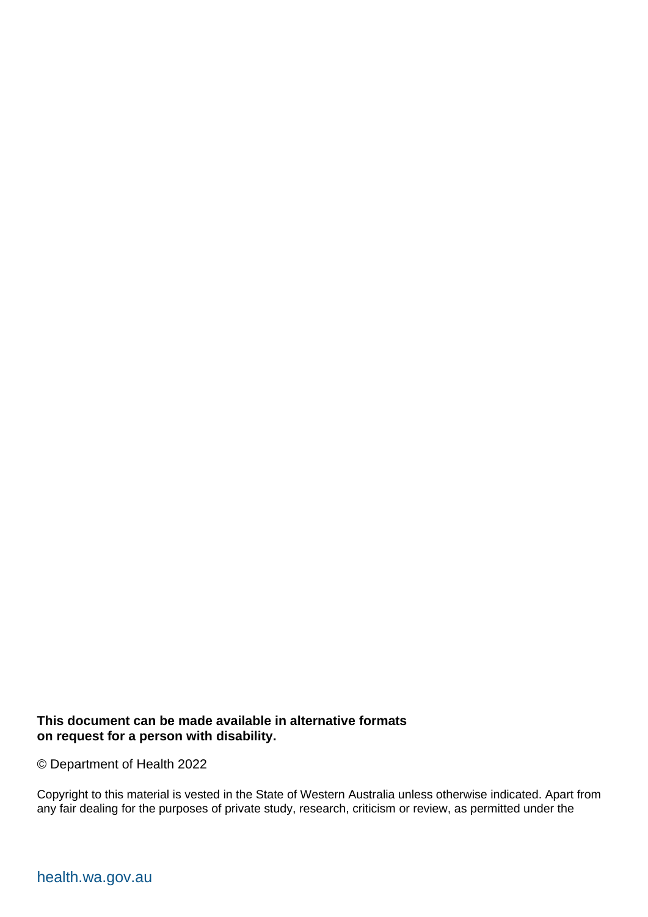**This document can be made available in alternative formats on request for a person with disability.**

© Department of Health 2022

Copyright to this material is vested in the State of Western Australia unless otherwise indicated. Apart from any fair dealing for the purposes of private study, research, criticism or review, as permitted under the

health.wa.gov.au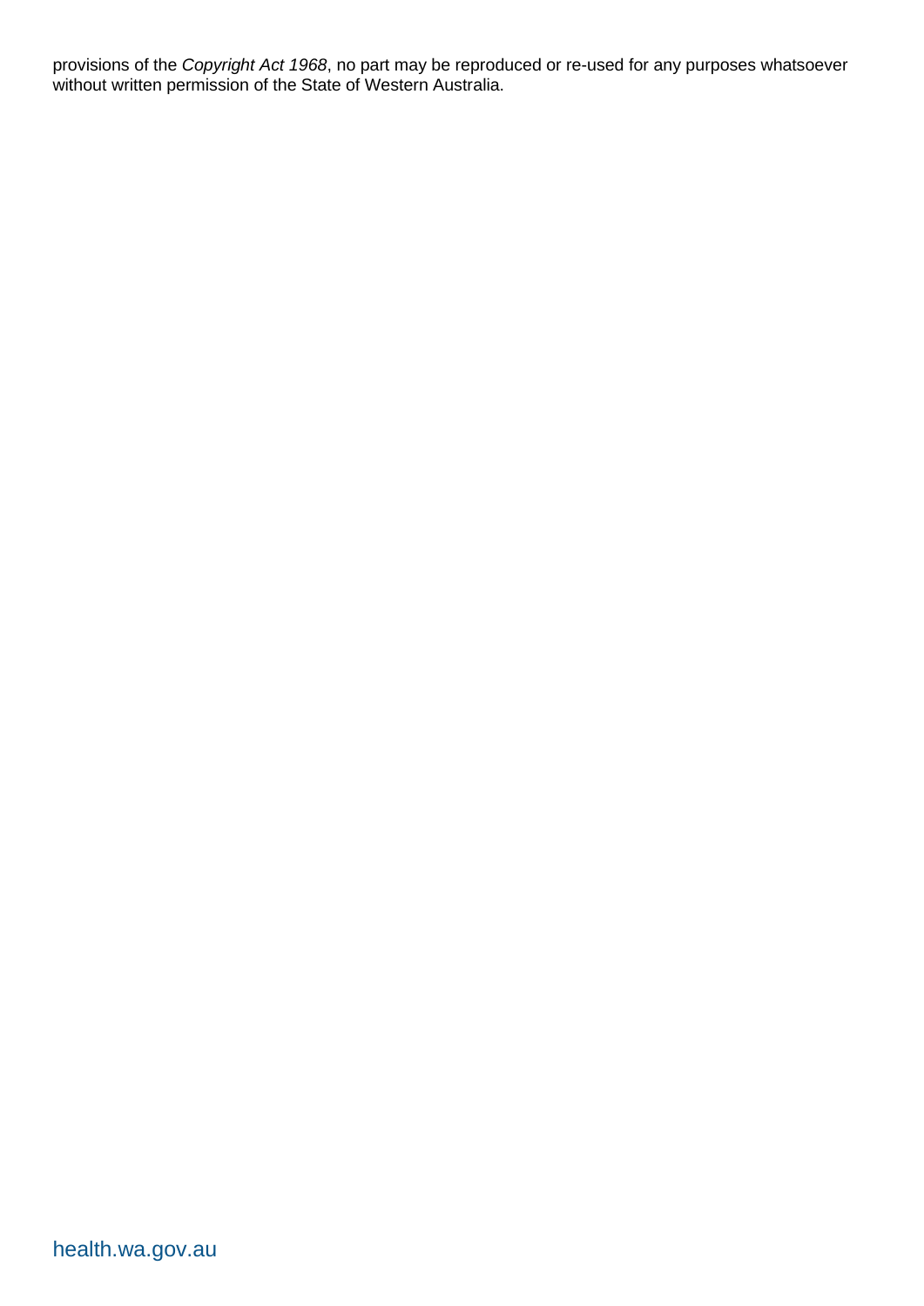provisions of the *Copyright Act 1968*, no part may be reproduced or re-used for any purposes whatsoever without written permission of the State of Western Australia.

health.wa.gov.au